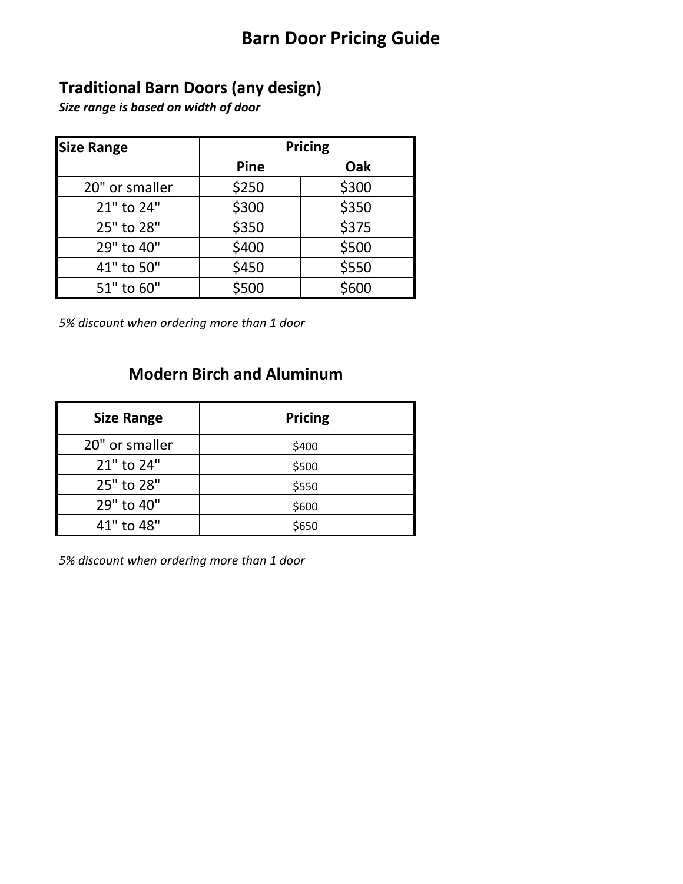# Barn Door Pricing Guide

## Traditional Barn Doors (any design)

***Size range is based on width of door***

| Size Range | Pricing | |
|---|---|---|
| | Pine | Oak |
| 20" or smaller | $250 | $300 |
| 21" to 24" | $300 | $350 |
| 25" to 28" | $350 | $375 |
| 29" to 40" | $400 | $500 |
| 41" to 50" | $450 | $550 |
| 51" to 60" | $500 | $600 |

*5% discount when ordering more than 1 door*

## Modern Birch and Aluminum

| Size Range | Pricing |
|---|---|
| 20" or smaller | $400 |
| 21" to 24" | $500 |
| 25" to 28" | $550 |
| 29" to 40" | $600 |
| 41" to 48" | $650 |

*5% discount when ordering more than 1 door*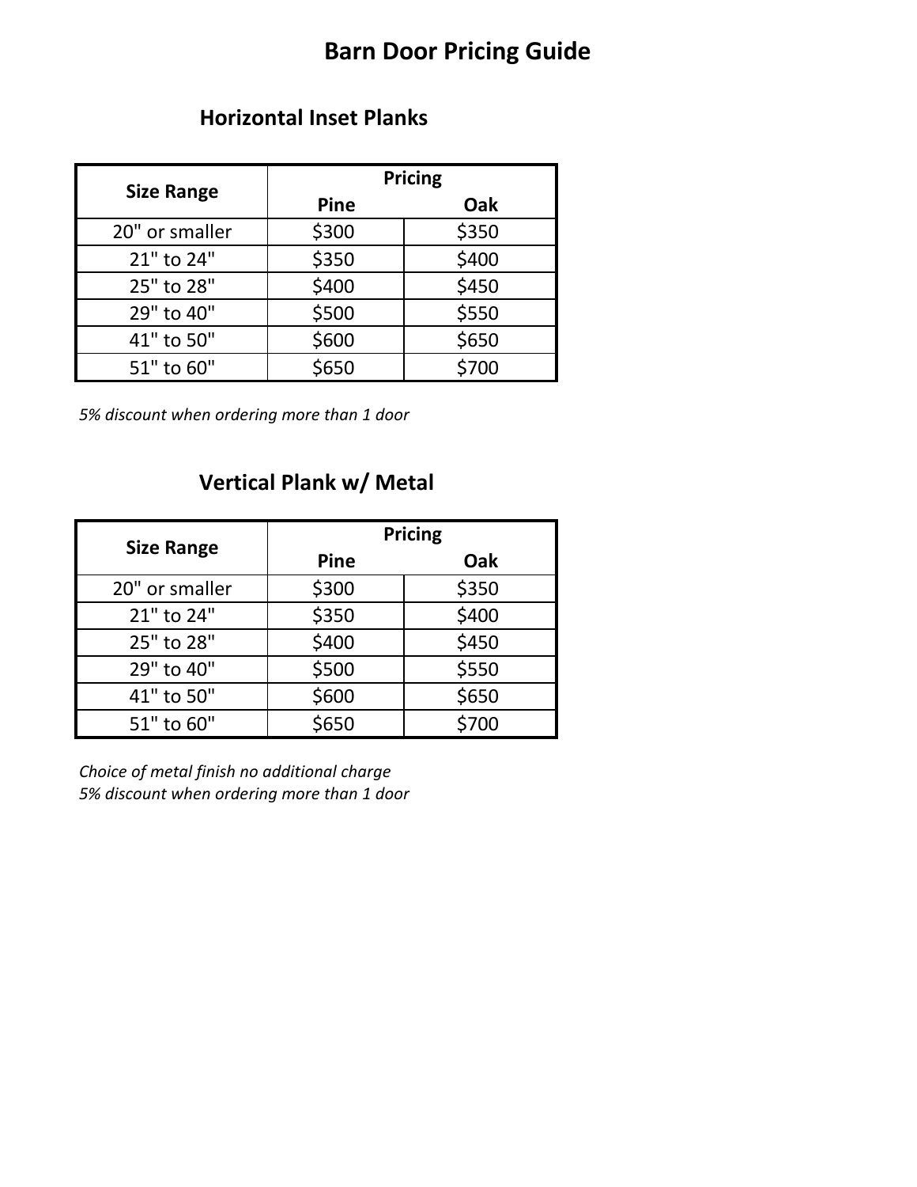# Barn Door Pricing Guide

## Horizontal Inset Planks

| Size Range | Pricing | |
|---|---|---|
| | Pine | Oak |
| 20" or smaller | $300 | $350 |
| 21" to 24" | $350 | $400 |
| 25" to 28" | $400 | $450 |
| 29" to 40" | $500 | $550 |
| 41" to 50" | $600 | $650 |
| 51" to 60" | $650 | $700 |

*5% discount when ordering more than 1 door*

## Vertical Plank w/ Metal

| Size Range | Pricing | |
|---|---|---|
| | Pine | Oak |
| 20" or smaller | $300 | $350 |
| 21" to 24" | $350 | $400 |
| 25" to 28" | $400 | $450 |
| 29" to 40" | $500 | $550 |
| 41" to 50" | $600 | $650 |
| 51" to 60" | $650 | $700 |

*Choice of metal finish no additional charge*
*5% discount when ordering more than 1 door*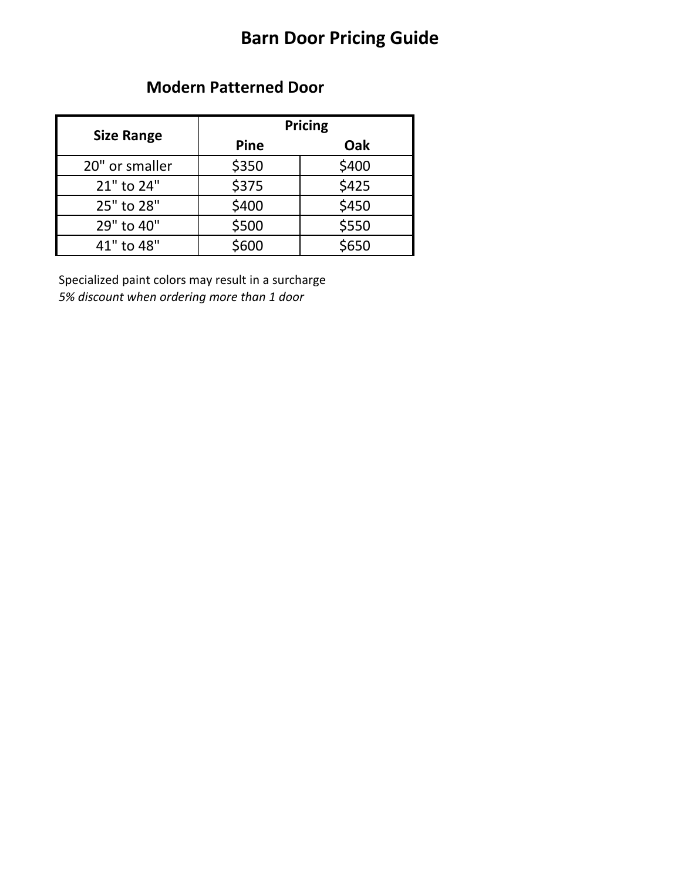# Barn Door Pricing Guide

## Modern Patterned Door

| Size Range | Pricing | |
|---|---|---|
| | Pine | Oak |
| 20" or smaller | $350 | $400 |
| 21" to 24" | $375 | $425 |
| 25" to 28" | $400 | $450 |
| 29" to 40" | $500 | $550 |
| 41" to 48" | $600 | $650 |

Specialized paint colors may result in a surcharge

*5% discount when ordering more than 1 door*